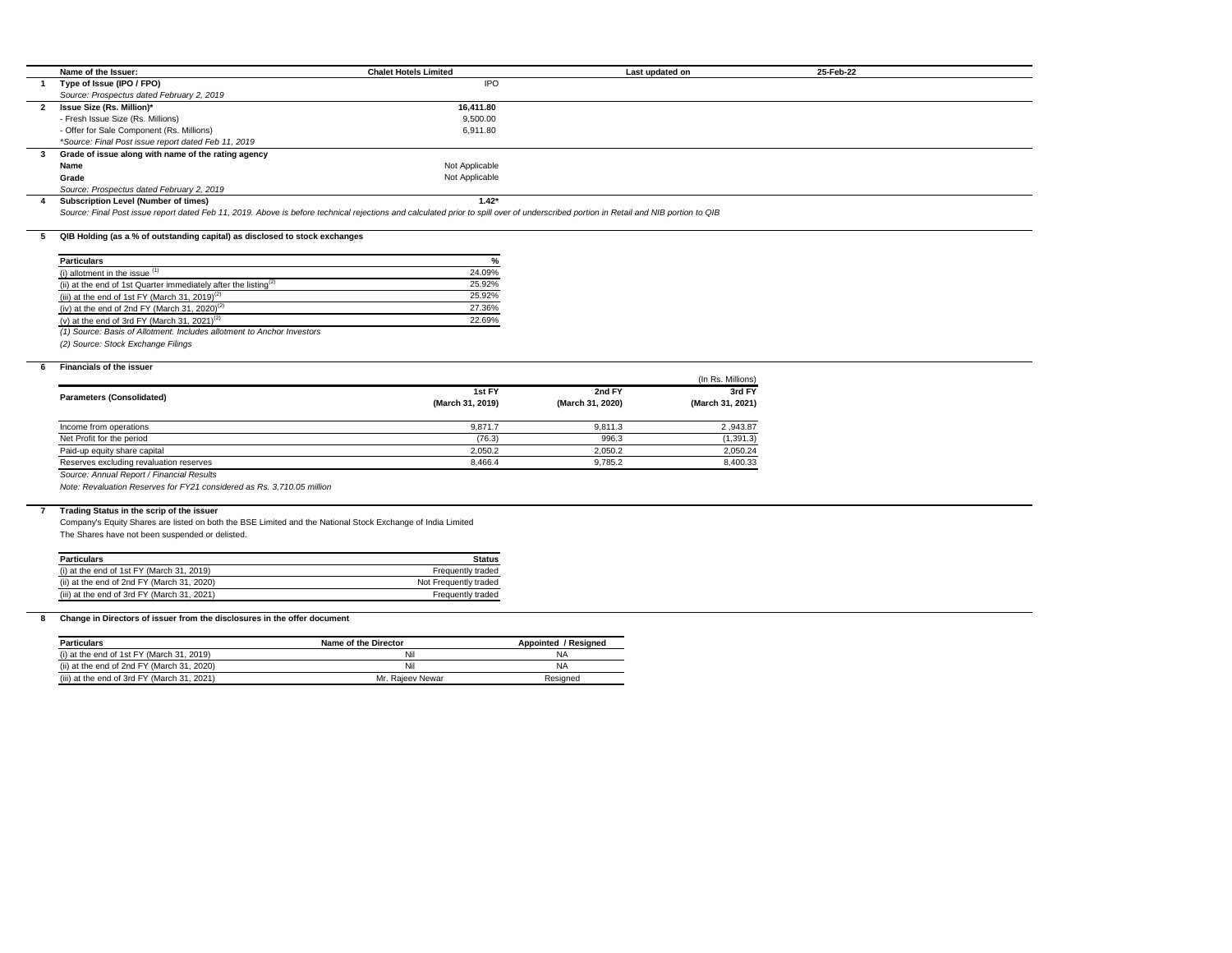| | Name of the Issuer: | Chalet Hotels Limited | Last updated on | 25-Feb-22 |
|---|---|---|---|---|
| **1** | **Type of Issue (IPO / FPO)** | IPO | | |
| | *Source: Prospectus dated February 2, 2019* | | | |
| **2** | **Issue Size (Rs. Million)*** | **16,411.80** | | |
| | - Fresh Issue Size (Rs. Millions) | 9,500.00 | | |
| | - Offer for Sale Component (Rs. Millions) | 6,911.80 | | |
| | **Source: Final Post issue report dated Feb 11, 2019* | | | |
| **3** | **Grade of issue along with name of the rating agency** | | | |
| | **Name** | Not Applicable | | |
| | **Grade** | Not Applicable | | |
| | *Source: Prospectus dated February 2, 2019* | | | |
| **4** | **Subscription Level (Number of times)** | **1.42*** | | |

*Source: Final Post issue report dated Feb 11, 2019. Above is before technical rejections and calculated prior to spill over of underscribed portion in Retail and NIB portion to QIB*

**5 QIB Holding (as a % of outstanding capital) as disclosed to stock exchanges**

| Particulars | % |
|---|---|
| (i) allotment in the issue [(1)] | 24.09% |
| (ii) at the end of 1st Quarter immediately after the listing[(2)] | 25.92% |
| (iii) at the end of 1st FY (March 31, 2019)[(2)] | 25.92% |
| (iv) at the end of 2nd FY (March 31, 2020)[(2)] | 27.36% |
| (v) at the end of 3rd FY (March 31, 2021)[(2)] | 22.69% |

*(1) Source: Basis of Allotment. Includes allotment to Anchor Investors*

*(2) Source: Stock Exchange Filings*

**6 Financials of the issuer**

(In Rs. Millions)

| Parameters (Consolidated) | 1st FY (March 31, 2019) | 2nd FY (March 31, 2020) | 3rd FY (March 31, 2021) |
|---|---|---|---|
| Income from operations | 9,871.7 | 9,811.3 | 2 ,943.87 |
| Net Profit for the period | (76.3) | 996.3 | (1,391.3) |
| Paid-up equity share capital | 2,050.2 | 2,050.2 | 2,050.24 |
| Reserves excluding revaluation reserves | 8,466.4 | 9,785.2 | 8,400.33 |

*Source: Annual Report / Financial Results*

*Note: Revaluation Reserves for FY21 considered as Rs. 3,710.05 million*

**7 Trading Status in the scrip of the issuer**

Company's Equity Shares are listed on both the BSE Limited and the National Stock Exchange of India Limited

The Shares have not been suspended or delisted.

| Particulars | Status |
|---|---|
| (i) at the end of 1st FY (March 31, 2019) | Frequently traded |
| (ii) at the end of 2nd FY (March 31, 2020) | Not Frequently traded |
| (iii) at the end of 3rd FY (March 31, 2021) | Frequently traded |

**8 Change in Directors of issuer from the disclosures in the offer document**

| Particulars | Name of the Director | Appointed / Resigned |
|---|---|---|
| (i) at the end of 1st FY (March 31, 2019) | Nil | NA |
| (ii) at the end of 2nd FY (March 31, 2020) | Nil | NA |
| (iii) at the end of 3rd FY (March 31, 2021) | Mr. Rajeev Newar | Resigned |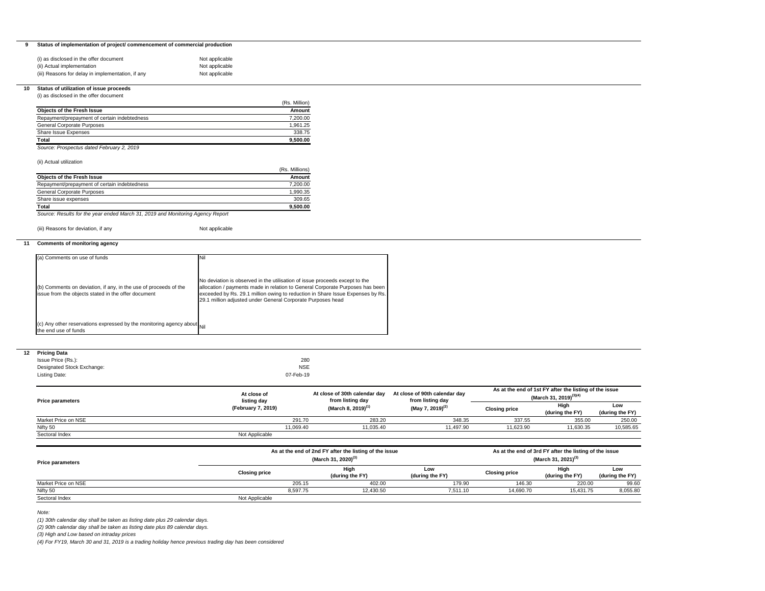## 9 Status of implementation of project/ commencement of commercial production

| | |
|---|---|
| (i) as disclosed in the offer document | Not applicable |
| (ii) Actual implementation | Not applicable |
| (iii) Reasons for delay in implementation, if any | Not applicable |

## 10 Status of utilization of issue proceeds

(i) as disclosed in the offer document

| | (Rs. Million) |
|---|---|
| **Objects of the Fresh Issue** | **Amount** |
| Repayment/prepayment of certain indebtedness | 7,200.00 |
| General Corporate Purposes | 1,961.25 |
| Share Issue Expenses | 338.75 |
| **Total** | **9,500.00** |

*Source: Prospectus dated February 2, 2019*

(ii) Actual utilization

| | (Rs. Millions) |
|---|---|
| **Objects of the Fresh Issue** | **Amount** |
| Repayment/prepayment of certain indebtedness | 7,200.00 |
| General Corporate Purposes | 1,990.35 |
| Share issue expenses | 309.65 |
| **Total** | **9,500.00** |

*Source: Results for the year ended March 31, 2019 and Monitoring Agency Report*

(iii) Reasons for deviation, if any — Not applicable

## 11 Comments of monitoring agency

| | |
|---|---|
| (a) Comments on use of funds | Nil |
| (b) Comments on deviation, if any, in the use of proceeds of the issue from the objects stated in the offer document | No deviation is observed in the utilisation of issue proceeds except to the allocation / payments made in relation to General Corporate Purposes has been exceeded by Rs. 29.1 million owing to reduction in Share Issue Expenses by Rs. 29.1 million adjusted under General Corporate Purposes head |
| (c) Any other reservations expressed by the monitoring agency about the end use of funds | Nil |

## 12 Pricing Data

| | |
|---|---|
| Issue Price (Rs.): | 280 |
| Designated Stock Exchange: | NSE |
| Listing Date: | 07-Feb-19 |

| Price parameters | At close of listing day (February 7, 2019) | At close of 30th calendar day from listing day (March 8, 2019)[1] | At close of 90th calendar day from listing day (May 7, 2019)[2] | As at the end of 1st FY after the listing of the issue (March 31, 2019)[3][4] | | |
|---|---|---|---|---|---|---|
| | | | | Closing price | High (during the FY) | Low (during the FY) |
| Market Price on NSE | 291.70 | 283.20 | 348.35 | 337.55 | 355.00 | 250.00 |
| Nifty 50 | 11,069.40 | 11,035.40 | 11,497.90 | 11,623.90 | 11,630.35 | 10,585.65 |
| Sectoral Index | Not Applicable | | | | | |

| Price parameters | As at the end of 2nd FY after the listing of the issue (March 31, 2020)[3] | | | As at the end of 3rd FY after the listing of the issue (March 31, 2021)[3] | | |
|---|---|---|---|---|---|---|
| | Closing price | High (during the FY) | Low (during the FY) | Closing price | High (during the FY) | Low (during the FY) |
| Market Price on NSE | 205.15 | 402.00 | 179.90 | 146.30 | 220.00 | 99.60 |
| Nifty 50 | 8,597.75 | 12,430.50 | 7,511.10 | 14,690.70 | 15,431.75 | 8,055.80 |
| Sectoral Index | Not Applicable | | | | | |

*Note:*

*(1) 30th calendar day shall be taken as listing date plus 29 calendar days.*

*(2) 90th calendar day shall be taken as listing date plus 89 calendar days.*

*(3) High and Low based on intraday prices*

*(4) For FY19, March 30 and 31, 2019 is a trading holiday hence previous trading day has been considered*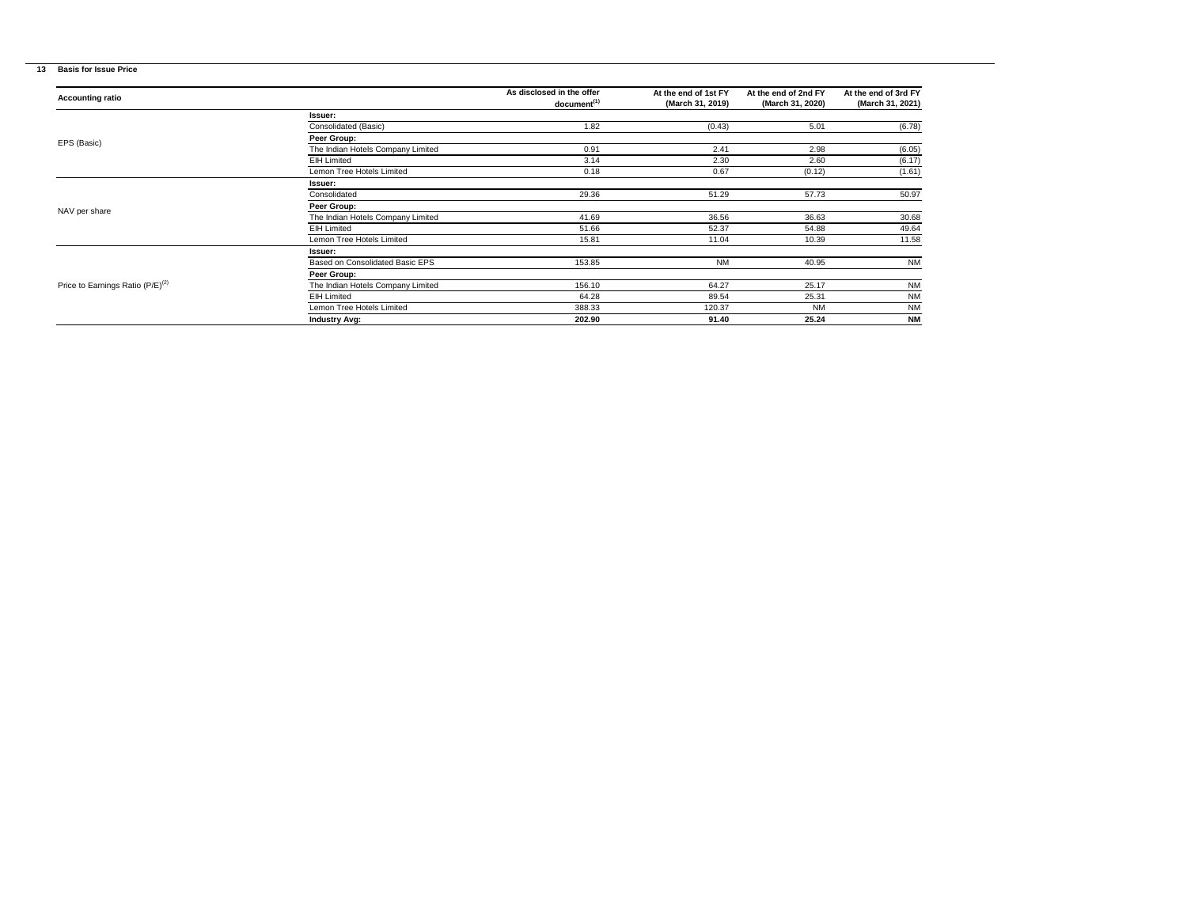## 13 Basis for Issue Price

| Accounting ratio | | As disclosed in the offer document[1] | At the end of 1st FY (March 31, 2019) | At the end of 2nd FY (March 31, 2020) | At the end of 3rd FY (March 31, 2021) |
|---|---|---|---|---|---|
| EPS (Basic) | **Issuer:** | | | | |
| | Consolidated (Basic) | 1.82 | (0.43) | 5.01 | (6.78) |
| | **Peer Group:** | | | | |
| | The Indian Hotels Company Limited | 0.91 | 2.41 | 2.98 | (6.05) |
| | EIH Limited | 3.14 | 2.30 | 2.60 | (6.17) |
| | Lemon Tree Hotels Limited | 0.18 | 0.67 | (0.12) | (1.61) |
| NAV per share | **Issuer:** | | | | |
| | Consolidated | 29.36 | 51.29 | 57.73 | 50.97 |
| | **Peer Group:** | | | | |
| | The Indian Hotels Company Limited | 41.69 | 36.56 | 36.63 | 30.68 |
| | EIH Limited | 51.66 | 52.37 | 54.88 | 49.64 |
| | Lemon Tree Hotels Limited | 15.81 | 11.04 | 10.39 | 11.58 |
| Price to Earnings Ratio (P/E)[2] | **Issuer:** | | | | |
| | Based on Consolidated Basic EPS | 153.85 | NM | 40.95 | NM |
| | **Peer Group:** | | | | |
| | The Indian Hotels Company Limited | 156.10 | 64.27 | 25.17 | NM |
| | EIH Limited | 64.28 | 89.54 | 25.31 | NM |
| | Lemon Tree Hotels Limited | 388.33 | 120.37 | NM | NM |
| | **Industry Avg:** | **202.90** | **91.40** | **25.24** | **NM** |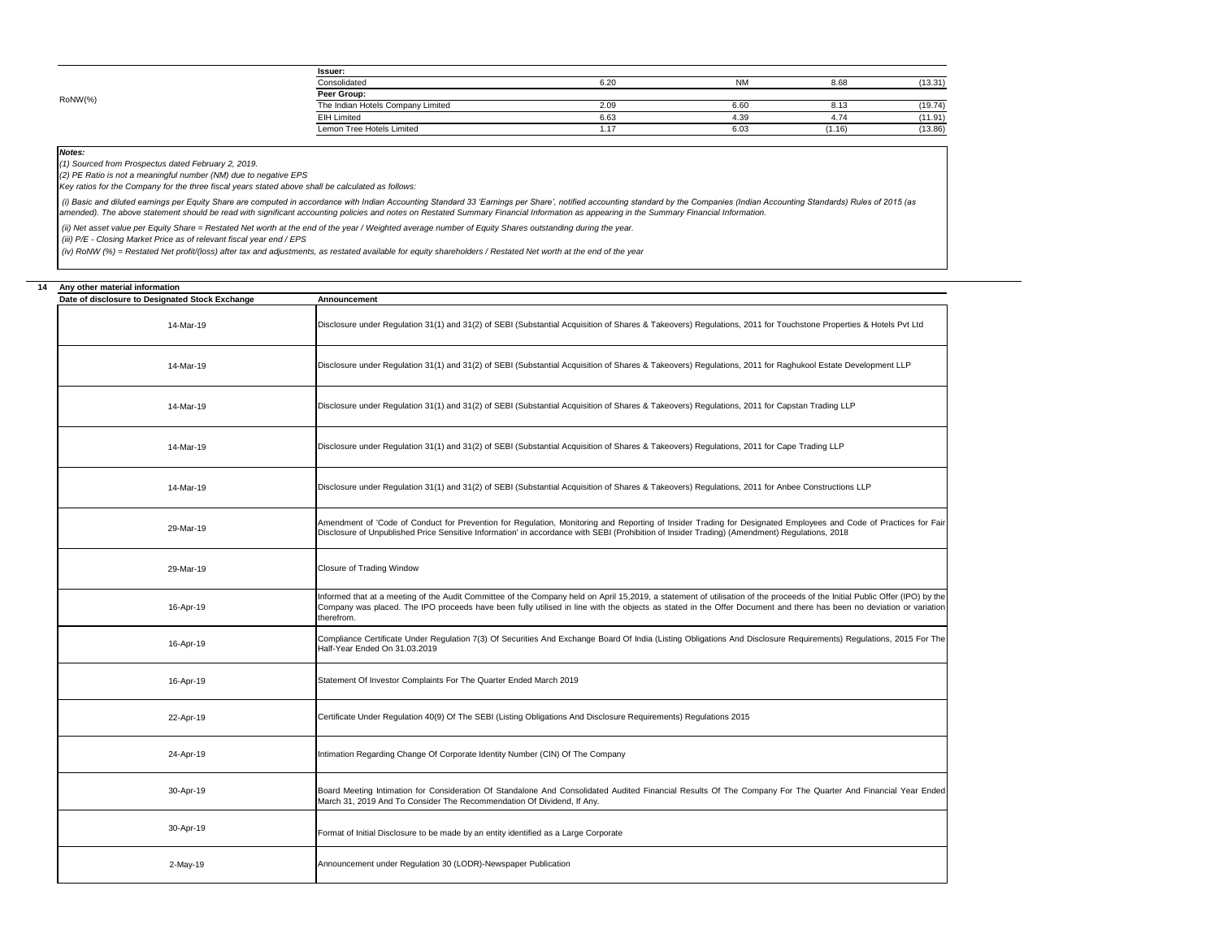| | | | | | |
|---|---|---|---|---|---|
| RoNW(%) | **Issuer:** | | | | |
| | Consolidated | 6.20 | NM | 8.68 | (13.31) |
| | **Peer Group:** | | | | |
| | The Indian Hotels Company Limited | 2.09 | 6.60 | 8.13 | (19.74) |
| | EIH Limited | 6.63 | 4.39 | 4.74 | (11.91) |
| | Lemon Tree Hotels Limited | 1.17 | 6.03 | (1.16) | (13.86) |

***Notes:***

*(1) Sourced from Prospectus dated February 2, 2019.*

*(2) PE Ratio is not a meaningful number (NM) due to negative EPS*

*Key ratios for the Company for the three fiscal years stated above shall be calculated as follows:*

*(i) Basic and diluted earnings per Equity Share are computed in accordance with Indian Accounting Standard 33 'Earnings per Share', notified accounting standard by the Companies (Indian Accounting Standards) Rules of 2015 (as amended). The above statement should be read with significant accounting policies and notes on Restated Summary Financial Information as appearing in the Summary Financial Information.*

*(ii) Net asset value per Equity Share = Restated Net worth at the end of the year / Weighted average number of Equity Shares outstanding during the year.*

*(iii) P/E - Closing Market Price as of relevant fiscal year end / EPS*

*(iv) RoNW (%) = Restated Net profit/(loss) after tax and adjustments, as restated available for equity shareholders / Restated Net worth at the end of the year*

**14 Any other material information**

| Date of disclosure to Designated Stock Exchange | Announcement |
|---|---|
| 14-Mar-19 | Disclosure under Regulation 31(1) and 31(2) of SEBI (Substantial Acquisition of Shares & Takeovers) Regulations, 2011 for Touchstone Properties & Hotels Pvt Ltd |
| 14-Mar-19 | Disclosure under Regulation 31(1) and 31(2) of SEBI (Substantial Acquisition of Shares & Takeovers) Regulations, 2011 for Raghukool Estate Development LLP |
| 14-Mar-19 | Disclosure under Regulation 31(1) and 31(2) of SEBI (Substantial Acquisition of Shares & Takeovers) Regulations, 2011 for Capstan Trading LLP |
| 14-Mar-19 | Disclosure under Regulation 31(1) and 31(2) of SEBI (Substantial Acquisition of Shares & Takeovers) Regulations, 2011 for Cape Trading LLP |
| 14-Mar-19 | Disclosure under Regulation 31(1) and 31(2) of SEBI (Substantial Acquisition of Shares & Takeovers) Regulations, 2011 for Anbee Constructions LLP |
| 29-Mar-19 | Amendment of 'Code of Conduct for Prevention for Regulation, Monitoring and Reporting of Insider Trading for Designated Employees and Code of Practices for Fair Disclosure of Unpublished Price Sensitive Information' in accordance with SEBI (Prohibition of Insider Trading) (Amendment) Regulations, 2018 |
| 29-Mar-19 | Closure of Trading Window |
| 16-Apr-19 | Informed that at a meeting of the Audit Committee of the Company held on April 15,2019, a statement of utilisation of the proceeds of the Initial Public Offer (IPO) by the Company was placed. The IPO proceeds have been fully utilised in line with the objects as stated in the Offer Document and there has been no deviation or variation therefrom. |
| 16-Apr-19 | Compliance Certificate Under Regulation 7(3) Of Securities And Exchange Board Of India (Listing Obligations And Disclosure Requirements) Regulations, 2015 For The Half-Year Ended On 31.03.2019 |
| 16-Apr-19 | Statement Of Investor Complaints For The Quarter Ended March 2019 |
| 22-Apr-19 | Certificate Under Regulation 40(9) Of The SEBI (Listing Obligations And Disclosure Requirements) Regulations 2015 |
| 24-Apr-19 | Intimation Regarding Change Of Corporate Identity Number (CIN) Of The Company |
| 30-Apr-19 | Board Meeting Intimation for Consideration Of Standalone And Consolidated Audited Financial Results Of The Company For The Quarter And Financial Year Ended March 31, 2019 And To Consider The Recommendation Of Dividend, If Any. |
| 30-Apr-19 | Format of Initial Disclosure to be made by an entity identified as a Large Corporate |
| 2-May-19 | Announcement under Regulation 30 (LODR)-Newspaper Publication |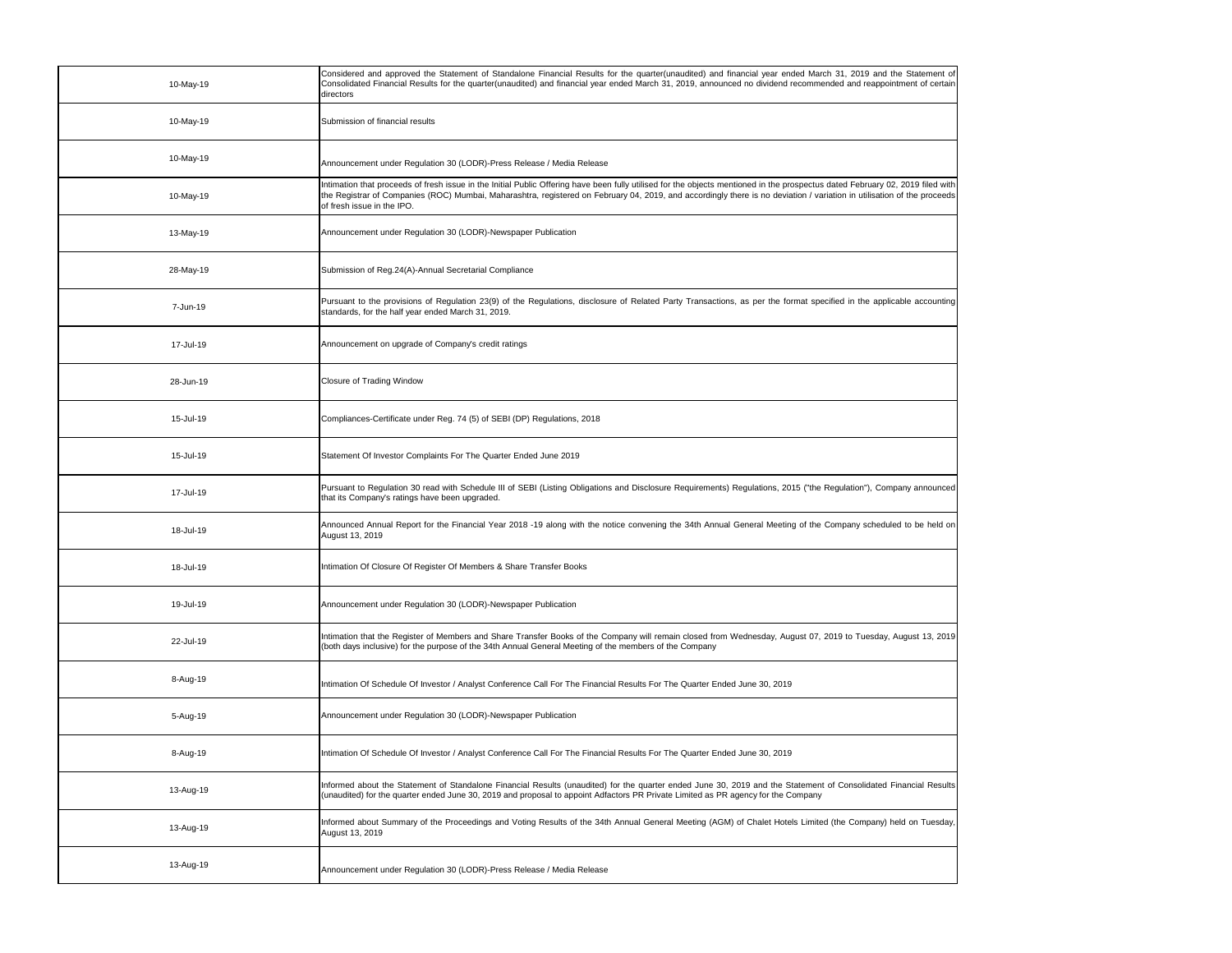| | |
|---|---|
| 10-May-19 | Considered and approved the Statement of Standalone Financial Results for the quarter(unaudited) and financial year ended March 31, 2019 and the Statement of Consolidated Financial Results for the quarter(unaudited) and financial year ended March 31, 2019, announced no dividend recommended and reappointment of certain directors |
| 10-May-19 | Submission of financial results |
| 10-May-19 | Announcement under Regulation 30 (LODR)-Press Release / Media Release |
| 10-May-19 | Intimation that proceeds of fresh issue in the Initial Public Offering have been fully utilised for the objects mentioned in the prospectus dated February 02, 2019 filed with the Registrar of Companies (ROC) Mumbai, Maharashtra, registered on February 04, 2019, and accordingly there is no deviation / variation in utilisation of the proceeds of fresh issue in the IPO. |
| 13-May-19 | Announcement under Regulation 30 (LODR)-Newspaper Publication |
| 28-May-19 | Submission of Reg.24(A)-Annual Secretarial Compliance |
| 7-Jun-19 | Pursuant to the provisions of Regulation 23(9) of the Regulations, disclosure of Related Party Transactions, as per the format specified in the applicable accounting standards, for the half year ended March 31, 2019. |
| 17-Jul-19 | Announcement on upgrade of Company's credit ratings |
| 28-Jun-19 | Closure of Trading Window |
| 15-Jul-19 | Compliances-Certificate under Reg. 74 (5) of SEBI (DP) Regulations, 2018 |
| 15-Jul-19 | Statement Of Investor Complaints For The Quarter Ended June 2019 |
| 17-Jul-19 | Pursuant to Regulation 30 read with Schedule III of SEBI (Listing Obligations and Disclosure Requirements) Regulations, 2015 ("the Regulation"), Company announced that its Company's ratings have been upgraded. |
| 18-Jul-19 | Announced Annual Report for the Financial Year 2018 -19 along with the notice convening the 34th Annual General Meeting of the Company scheduled to be held on August 13, 2019 |
| 18-Jul-19 | Intimation Of Closure Of Register Of Members & Share Transfer Books |
| 19-Jul-19 | Announcement under Regulation 30 (LODR)-Newspaper Publication |
| 22-Jul-19 | Intimation that the Register of Members and Share Transfer Books of the Company will remain closed from Wednesday, August 07, 2019 to Tuesday, August 13, 2019 (both days inclusive) for the purpose of the 34th Annual General Meeting of the members of the Company |
| 8-Aug-19 | Intimation Of Schedule Of Investor / Analyst Conference Call For The Financial Results For The Quarter Ended June 30, 2019 |
| 5-Aug-19 | Announcement under Regulation 30 (LODR)-Newspaper Publication |
| 8-Aug-19 | Intimation Of Schedule Of Investor / Analyst Conference Call For The Financial Results For The Quarter Ended June 30, 2019 |
| 13-Aug-19 | Informed about the Statement of Standalone Financial Results (unaudited) for the quarter ended June 30, 2019 and the Statement of Consolidated Financial Results (unaudited) for the quarter ended June 30, 2019 and proposal to appoint Adfactors PR Private Limited as PR agency for the Company |
| 13-Aug-19 | Informed about Summary of the Proceedings and Voting Results of the 34th Annual General Meeting (AGM) of Chalet Hotels Limited (the Company) held on Tuesday, August 13, 2019 |
| 13-Aug-19 | Announcement under Regulation 30 (LODR)-Press Release / Media Release |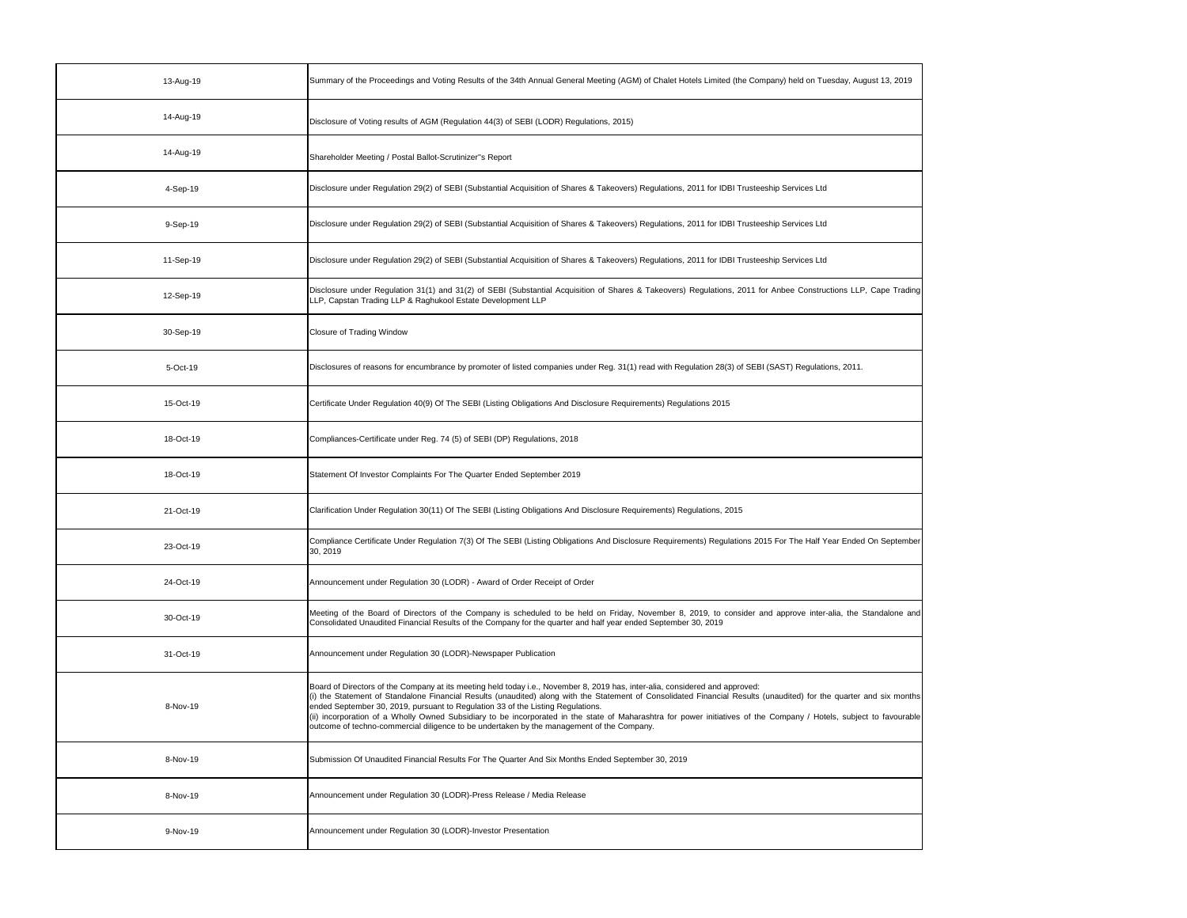| | |
|---|---|
| 13-Aug-19 | Summary of the Proceedings and Voting Results of the 34th Annual General Meeting (AGM) of Chalet Hotels Limited (the Company) held on Tuesday, August 13, 2019 |
| 14-Aug-19 | Disclosure of Voting results of AGM (Regulation 44(3) of SEBI (LODR) Regulations, 2015) |
| 14-Aug-19 | Shareholder Meeting / Postal Ballot-Scrutinizer"s Report |
| 4-Sep-19 | Disclosure under Regulation 29(2) of SEBI (Substantial Acquisition of Shares & Takeovers) Regulations, 2011 for IDBI Trusteeship Services Ltd |
| 9-Sep-19 | Disclosure under Regulation 29(2) of SEBI (Substantial Acquisition of Shares & Takeovers) Regulations, 2011 for IDBI Trusteeship Services Ltd |
| 11-Sep-19 | Disclosure under Regulation 29(2) of SEBI (Substantial Acquisition of Shares & Takeovers) Regulations, 2011 for IDBI Trusteeship Services Ltd |
| 12-Sep-19 | Disclosure under Regulation 31(1) and 31(2) of SEBI (Substantial Acquisition of Shares & Takeovers) Regulations, 2011 for Anbee Constructions LLP, Cape Trading LLP, Capstan Trading LLP & Raghukool Estate Development LLP |
| 30-Sep-19 | Closure of Trading Window |
| 5-Oct-19 | Disclosures of reasons for encumbrance by promoter of listed companies under Reg. 31(1) read with Regulation 28(3) of SEBI (SAST) Regulations, 2011. |
| 15-Oct-19 | Certificate Under Regulation 40(9) Of The SEBI (Listing Obligations And Disclosure Requirements) Regulations 2015 |
| 18-Oct-19 | Compliances-Certificate under Reg. 74 (5) of SEBI (DP) Regulations, 2018 |
| 18-Oct-19 | Statement Of Investor Complaints For The Quarter Ended September 2019 |
| 21-Oct-19 | Clarification Under Regulation 30(11) Of The SEBI (Listing Obligations And Disclosure Requirements) Regulations, 2015 |
| 23-Oct-19 | Compliance Certificate Under Regulation 7(3) Of The SEBI (Listing Obligations And Disclosure Requirements) Regulations 2015 For The Half Year Ended On September 30, 2019 |
| 24-Oct-19 | Announcement under Regulation 30 (LODR) - Award of Order Receipt of Order |
| 30-Oct-19 | Meeting of the Board of Directors of the Company is scheduled to be held on Friday, November 8, 2019, to consider and approve inter-alia, the Standalone and Consolidated Unaudited Financial Results of the Company for the quarter and half year ended September 30, 2019 |
| 31-Oct-19 | Announcement under Regulation 30 (LODR)-Newspaper Publication |
| 8-Nov-19 | Board of Directors of the Company at its meeting held today i.e., November 8, 2019 has, inter-alia, considered and approved:<br>(i) the Statement of Standalone Financial Results (unaudited) along with the Statement of Consolidated Financial Results (unaudited) for the quarter and six months ended September 30, 2019, pursuant to Regulation 33 of the Listing Regulations.<br>(ii) incorporation of a Wholly Owned Subsidiary to be incorporated in the state of Maharashtra for power initiatives of the Company / Hotels, subject to favourable outcome of techno-commercial diligence to be undertaken by the management of the Company. |
| 8-Nov-19 | Submission Of Unaudited Financial Results For The Quarter And Six Months Ended September 30, 2019 |
| 8-Nov-19 | Announcement under Regulation 30 (LODR)-Press Release / Media Release |
| 9-Nov-19 | Announcement under Regulation 30 (LODR)-Investor Presentation |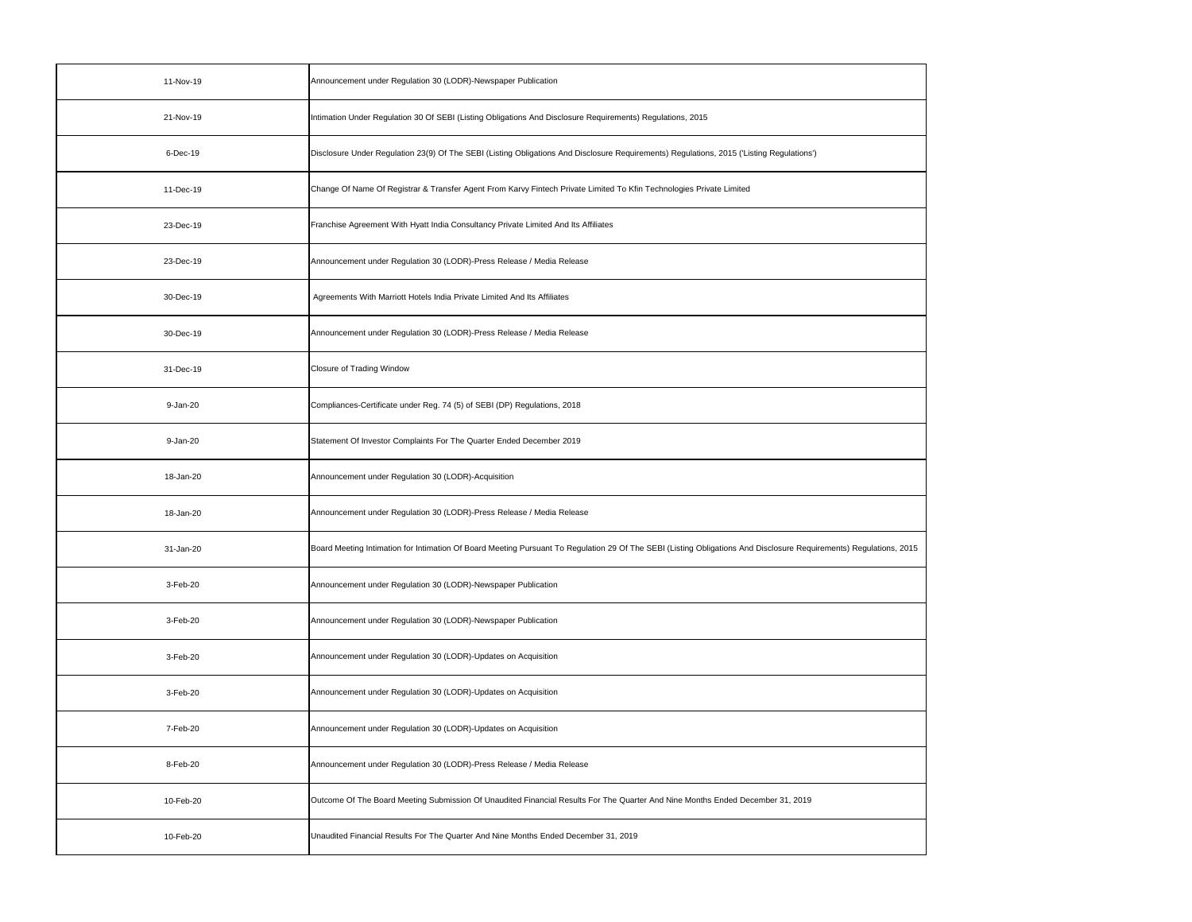| | |
|---|---|
| 11-Nov-19 | Announcement under Regulation 30 (LODR)-Newspaper Publication |
| 21-Nov-19 | Intimation Under Regulation 30 Of SEBI (Listing Obligations And Disclosure Requirements) Regulations, 2015 |
| 6-Dec-19 | Disclosure Under Regulation 23(9) Of The SEBI (Listing Obligations And Disclosure Requirements) Regulations, 2015 ('Listing Regulations') |
| 11-Dec-19 | Change Of Name Of Registrar & Transfer Agent From Karvy Fintech Private Limited To Kfin Technologies Private Limited |
| 23-Dec-19 | Franchise Agreement With Hyatt India Consultancy Private Limited And Its Affiliates |
| 23-Dec-19 | Announcement under Regulation 30 (LODR)-Press Release / Media Release |
| 30-Dec-19 | Agreements With Marriott Hotels India Private Limited And Its Affiliates |
| 30-Dec-19 | Announcement under Regulation 30 (LODR)-Press Release / Media Release |
| 31-Dec-19 | Closure of Trading Window |
| 9-Jan-20 | Compliances-Certificate under Reg. 74 (5) of SEBI (DP) Regulations, 2018 |
| 9-Jan-20 | Statement Of Investor Complaints For The Quarter Ended December 2019 |
| 18-Jan-20 | Announcement under Regulation 30 (LODR)-Acquisition |
| 18-Jan-20 | Announcement under Regulation 30 (LODR)-Press Release / Media Release |
| 31-Jan-20 | Board Meeting Intimation for Intimation Of Board Meeting Pursuant To Regulation 29 Of The SEBI (Listing Obligations And Disclosure Requirements) Regulations, 2015 |
| 3-Feb-20 | Announcement under Regulation 30 (LODR)-Newspaper Publication |
| 3-Feb-20 | Announcement under Regulation 30 (LODR)-Newspaper Publication |
| 3-Feb-20 | Announcement under Regulation 30 (LODR)-Updates on Acquisition |
| 3-Feb-20 | Announcement under Regulation 30 (LODR)-Updates on Acquisition |
| 7-Feb-20 | Announcement under Regulation 30 (LODR)-Updates on Acquisition |
| 8-Feb-20 | Announcement under Regulation 30 (LODR)-Press Release / Media Release |
| 10-Feb-20 | Outcome Of The Board Meeting Submission Of Unaudited Financial Results For The Quarter And Nine Months Ended December 31, 2019 |
| 10-Feb-20 | Unaudited Financial Results For The Quarter And Nine Months Ended December 31, 2019 |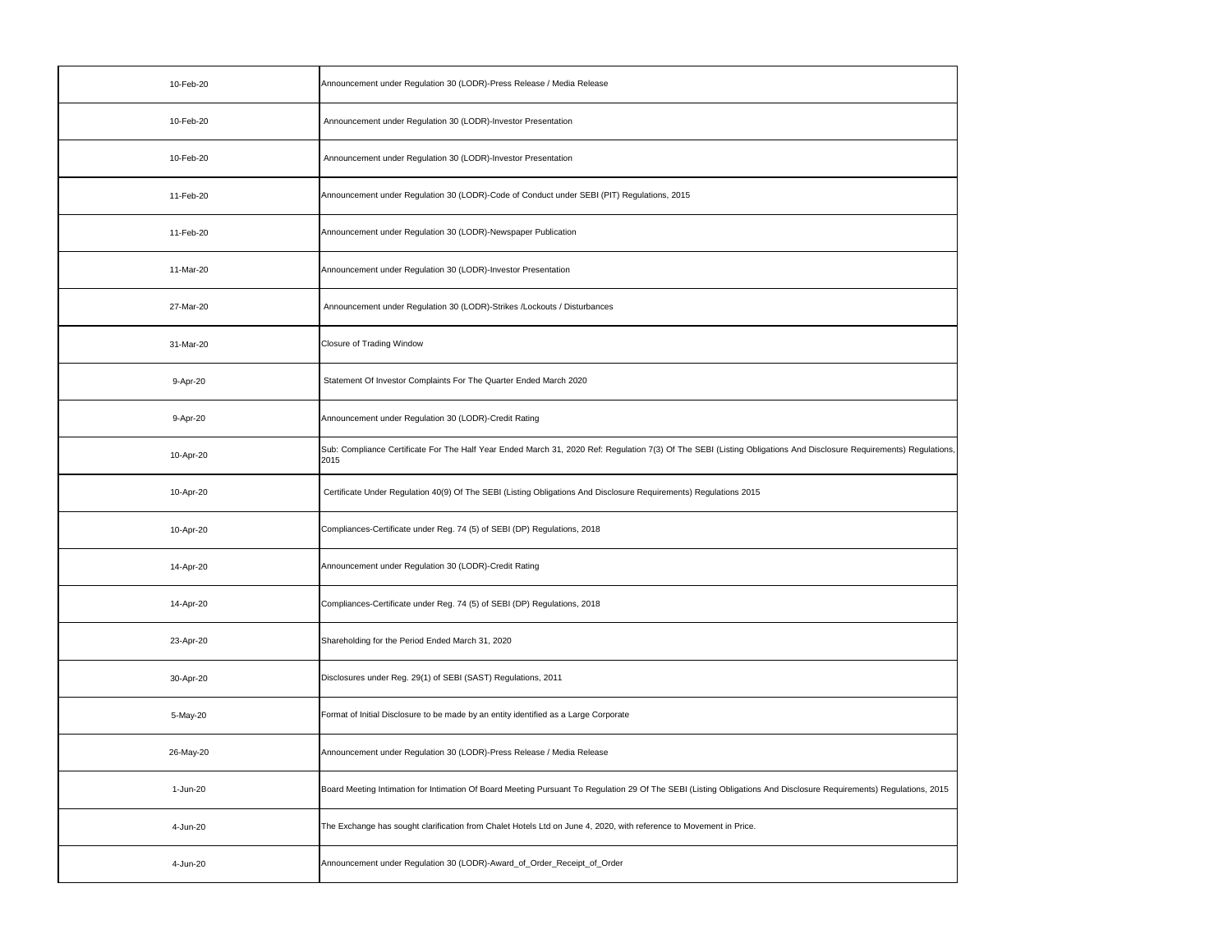| | |
|---|---|
| 10-Feb-20 | Announcement under Regulation 30 (LODR)-Press Release / Media Release |
| 10-Feb-20 | Announcement under Regulation 30 (LODR)-Investor Presentation |
| 10-Feb-20 | Announcement under Regulation 30 (LODR)-Investor Presentation |
| 11-Feb-20 | Announcement under Regulation 30 (LODR)-Code of Conduct under SEBI (PIT) Regulations, 2015 |
| 11-Feb-20 | Announcement under Regulation 30 (LODR)-Newspaper Publication |
| 11-Mar-20 | Announcement under Regulation 30 (LODR)-Investor Presentation |
| 27-Mar-20 | Announcement under Regulation 30 (LODR)-Strikes /Lockouts / Disturbances |
| 31-Mar-20 | Closure of Trading Window |
| 9-Apr-20 | Statement Of Investor Complaints For The Quarter Ended March 2020 |
| 9-Apr-20 | Announcement under Regulation 30 (LODR)-Credit Rating |
| 10-Apr-20 | Sub: Compliance Certificate For The Half Year Ended March 31, 2020 Ref: Regulation 7(3) Of The SEBI (Listing Obligations And Disclosure Requirements) Regulations, 2015 |
| 10-Apr-20 | Certificate Under Regulation 40(9) Of The SEBI (Listing Obligations And Disclosure Requirements) Regulations 2015 |
| 10-Apr-20 | Compliances-Certificate under Reg. 74 (5) of SEBI (DP) Regulations, 2018 |
| 14-Apr-20 | Announcement under Regulation 30 (LODR)-Credit Rating |
| 14-Apr-20 | Compliances-Certificate under Reg. 74 (5) of SEBI (DP) Regulations, 2018 |
| 23-Apr-20 | Shareholding for the Period Ended March 31, 2020 |
| 30-Apr-20 | Disclosures under Reg. 29(1) of SEBI (SAST) Regulations, 2011 |
| 5-May-20 | Format of Initial Disclosure to be made by an entity identified as a Large Corporate |
| 26-May-20 | Announcement under Regulation 30 (LODR)-Press Release / Media Release |
| 1-Jun-20 | Board Meeting Intimation for Intimation Of Board Meeting Pursuant To Regulation 29 Of The SEBI (Listing Obligations And Disclosure Requirements) Regulations, 2015 |
| 4-Jun-20 | The Exchange has sought clarification from Chalet Hotels Ltd on June 4, 2020, with reference to Movement in Price. |
| 4-Jun-20 | Announcement under Regulation 30 (LODR)-Award_of_Order_Receipt_of_Order |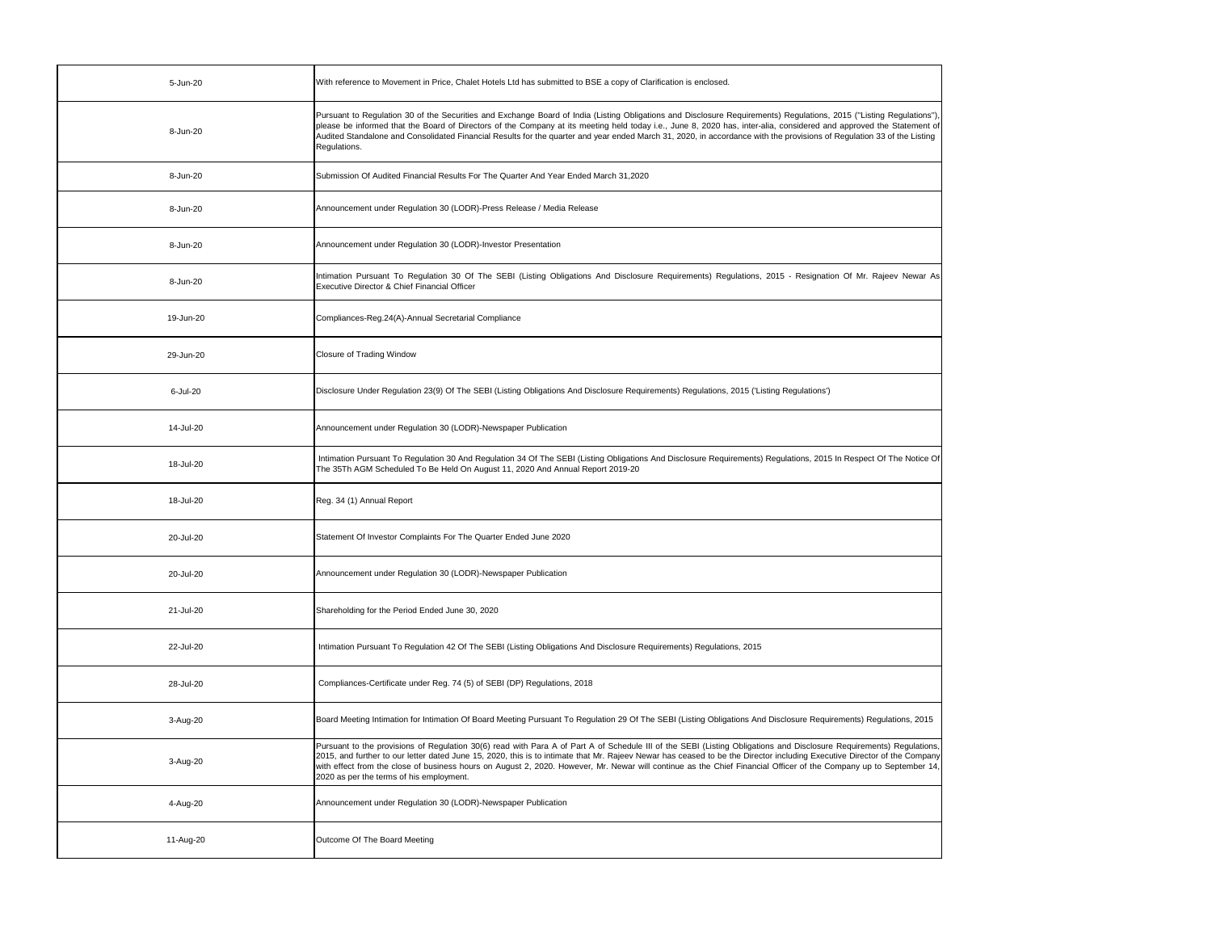| | |
|---|---|
| 5-Jun-20 | With reference to Movement in Price, Chalet Hotels Ltd has submitted to BSE a copy of Clarification is enclosed. |
| 8-Jun-20 | Pursuant to Regulation 30 of the Securities and Exchange Board of India (Listing Obligations and Disclosure Requirements) Regulations, 2015 ("Listing Regulations"), please be informed that the Board of Directors of the Company at its meeting held today i.e., June 8, 2020 has, inter-alia, considered and approved the Statement of Audited Standalone and Consolidated Financial Results for the quarter and year ended March 31, 2020, in accordance with the provisions of Regulation 33 of the Listing Regulations. |
| 8-Jun-20 | Submission Of Audited Financial Results For The Quarter And Year Ended March 31,2020 |
| 8-Jun-20 | Announcement under Regulation 30 (LODR)-Press Release / Media Release |
| 8-Jun-20 | Announcement under Regulation 30 (LODR)-Investor Presentation |
| 8-Jun-20 | Intimation Pursuant To Regulation 30 Of The SEBI (Listing Obligations And Disclosure Requirements) Regulations, 2015 - Resignation Of Mr. Rajeev Newar As Executive Director & Chief Financial Officer |
| 19-Jun-20 | Compliances-Reg.24(A)-Annual Secretarial Compliance |
| 29-Jun-20 | Closure of Trading Window |
| 6-Jul-20 | Disclosure Under Regulation 23(9) Of The SEBI (Listing Obligations And Disclosure Requirements) Regulations, 2015 ('Listing Regulations') |
| 14-Jul-20 | Announcement under Regulation 30 (LODR)-Newspaper Publication |
| 18-Jul-20 | Intimation Pursuant To Regulation 30 And Regulation 34 Of The SEBI (Listing Obligations And Disclosure Requirements) Regulations, 2015 In Respect Of The Notice Of The 35Th AGM Scheduled To Be Held On August 11, 2020 And Annual Report 2019-20 |
| 18-Jul-20 | Reg. 34 (1) Annual Report |
| 20-Jul-20 | Statement Of Investor Complaints For The Quarter Ended June 2020 |
| 20-Jul-20 | Announcement under Regulation 30 (LODR)-Newspaper Publication |
| 21-Jul-20 | Shareholding for the Period Ended June 30, 2020 |
| 22-Jul-20 | Intimation Pursuant To Regulation 42 Of The SEBI (Listing Obligations And Disclosure Requirements) Regulations, 2015 |
| 28-Jul-20 | Compliances-Certificate under Reg. 74 (5) of SEBI (DP) Regulations, 2018 |
| 3-Aug-20 | Board Meeting Intimation for Intimation Of Board Meeting Pursuant To Regulation 29 Of The SEBI (Listing Obligations And Disclosure Requirements) Regulations, 2015 |
| 3-Aug-20 | Pursuant to the provisions of Regulation 30(6) read with Para A of Part A of Schedule III of the SEBI (Listing Obligations and Disclosure Requirements) Regulations, 2015, and further to our letter dated June 15, 2020, this is to intimate that Mr. Rajeev Newar has ceased to be the Director including Executive Director of the Company with effect from the close of business hours on August 2, 2020. However, Mr. Newar will continue as the Chief Financial Officer of the Company up to September 14, 2020 as per the terms of his employment. |
| 4-Aug-20 | Announcement under Regulation 30 (LODR)-Newspaper Publication |
| 11-Aug-20 | Outcome Of The Board Meeting |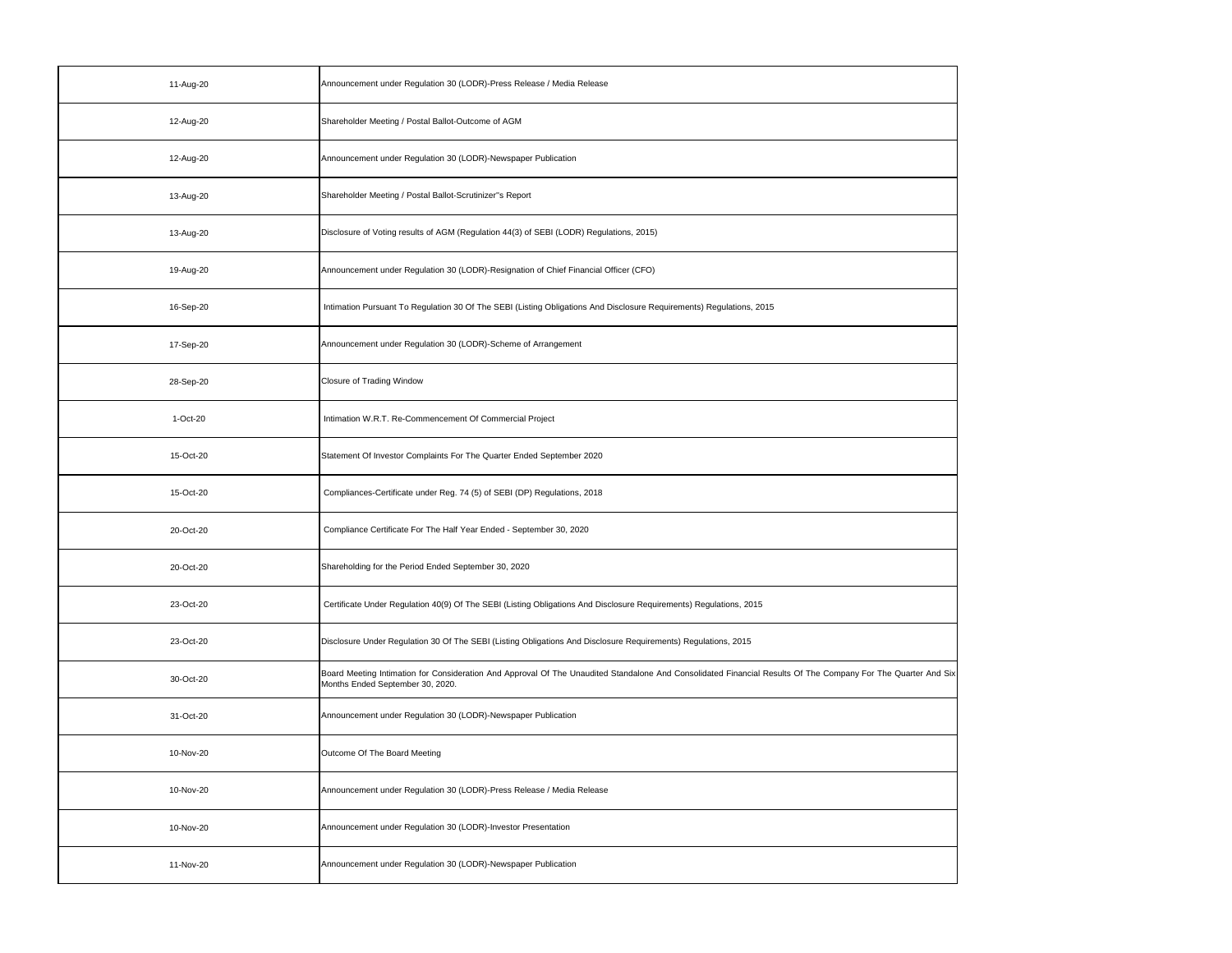| | |
|---|---|
| 11-Aug-20 | Announcement under Regulation 30 (LODR)-Press Release / Media Release |
| 12-Aug-20 | Shareholder Meeting / Postal Ballot-Outcome of AGM |
| 12-Aug-20 | Announcement under Regulation 30 (LODR)-Newspaper Publication |
| 13-Aug-20 | Shareholder Meeting / Postal Ballot-Scrutinizer"s Report |
| 13-Aug-20 | Disclosure of Voting results of AGM (Regulation 44(3) of SEBI (LODR) Regulations, 2015) |
| 19-Aug-20 | Announcement under Regulation 30 (LODR)-Resignation of Chief Financial Officer (CFO) |
| 16-Sep-20 | Intimation Pursuant To Regulation 30 Of The SEBI (Listing Obligations And Disclosure Requirements) Regulations, 2015 |
| 17-Sep-20 | Announcement under Regulation 30 (LODR)-Scheme of Arrangement |
| 28-Sep-20 | Closure of Trading Window |
| 1-Oct-20 | Intimation W.R.T. Re-Commencement Of Commercial Project |
| 15-Oct-20 | Statement Of Investor Complaints For The Quarter Ended September 2020 |
| 15-Oct-20 | Compliances-Certificate under Reg. 74 (5) of SEBI (DP) Regulations, 2018 |
| 20-Oct-20 | Compliance Certificate For The Half Year Ended - September 30, 2020 |
| 20-Oct-20 | Shareholding for the Period Ended September 30, 2020 |
| 23-Oct-20 | Certificate Under Regulation 40(9) Of The SEBI (Listing Obligations And Disclosure Requirements) Regulations, 2015 |
| 23-Oct-20 | Disclosure Under Regulation 30 Of The SEBI (Listing Obligations And Disclosure Requirements) Regulations, 2015 |
| 30-Oct-20 | Board Meeting Intimation for Consideration And Approval Of The Unaudited Standalone And Consolidated Financial Results Of The Company For The Quarter And Six Months Ended September 30, 2020. |
| 31-Oct-20 | Announcement under Regulation 30 (LODR)-Newspaper Publication |
| 10-Nov-20 | Outcome Of The Board Meeting |
| 10-Nov-20 | Announcement under Regulation 30 (LODR)-Press Release / Media Release |
| 10-Nov-20 | Announcement under Regulation 30 (LODR)-Investor Presentation |
| 11-Nov-20 | Announcement under Regulation 30 (LODR)-Newspaper Publication |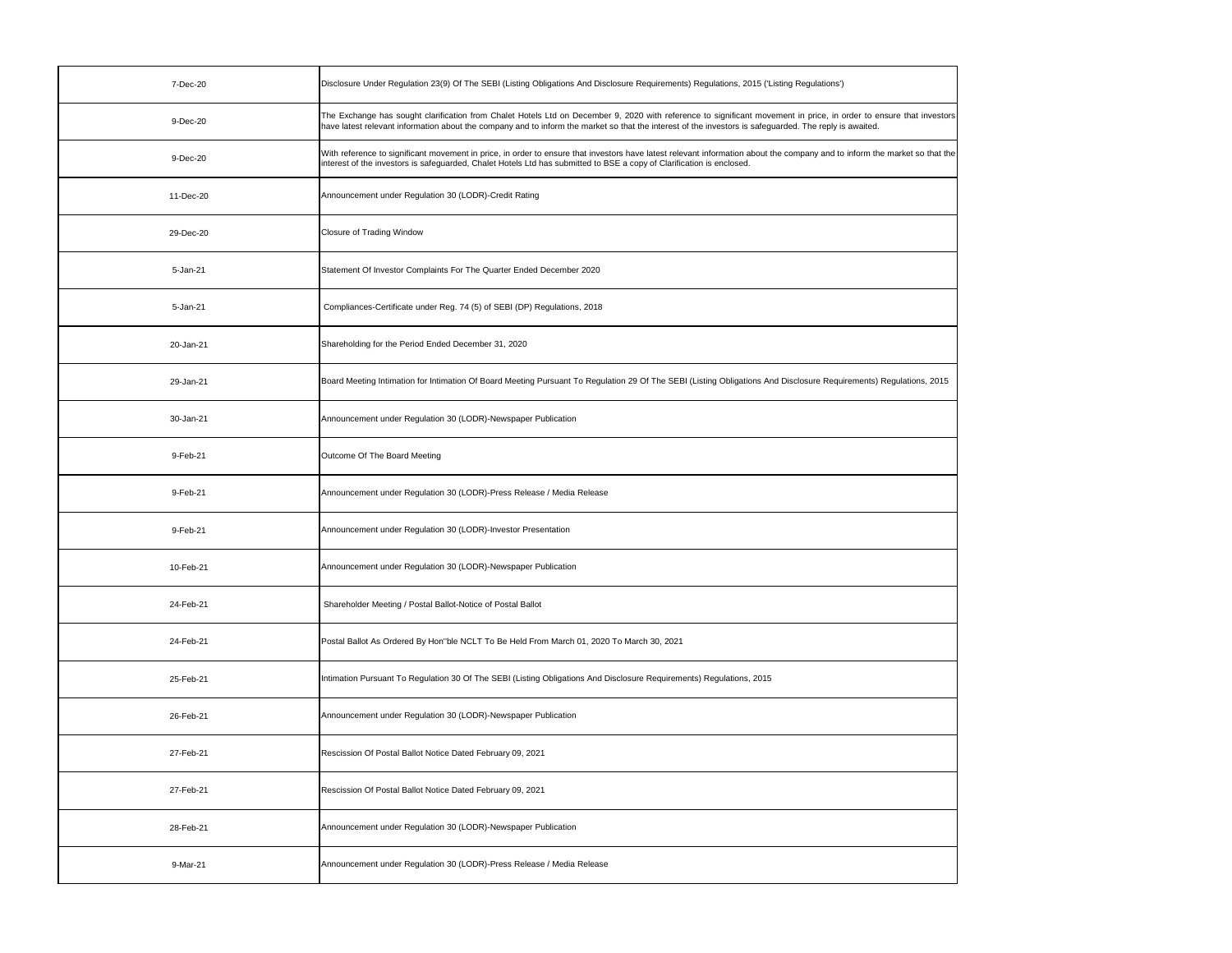| | |
|---|---|
| 7-Dec-20 | Disclosure Under Regulation 23(9) Of The SEBI (Listing Obligations And Disclosure Requirements) Regulations, 2015 ('Listing Regulations') |
| 9-Dec-20 | The Exchange has sought clarification from Chalet Hotels Ltd on December 9, 2020 with reference to significant movement in price, in order to ensure that investors have latest relevant information about the company and to inform the market so that the interest of the investors is safeguarded. The reply is awaited. |
| 9-Dec-20 | With reference to significant movement in price, in order to ensure that investors have latest relevant information about the company and to inform the market so that the interest of the investors is safeguarded, Chalet Hotels Ltd has submitted to BSE a copy of Clarification is enclosed. |
| 11-Dec-20 | Announcement under Regulation 30 (LODR)-Credit Rating |
| 29-Dec-20 | Closure of Trading Window |
| 5-Jan-21 | Statement Of Investor Complaints For The Quarter Ended December 2020 |
| 5-Jan-21 | Compliances-Certificate under Reg. 74 (5) of SEBI (DP) Regulations, 2018 |
| 20-Jan-21 | Shareholding for the Period Ended December 31, 2020 |
| 29-Jan-21 | Board Meeting Intimation for Intimation Of Board Meeting Pursuant To Regulation 29 Of The SEBI (Listing Obligations And Disclosure Requirements) Regulations, 2015 |
| 30-Jan-21 | Announcement under Regulation 30 (LODR)-Newspaper Publication |
| 9-Feb-21 | Outcome Of The Board Meeting |
| 9-Feb-21 | Announcement under Regulation 30 (LODR)-Press Release / Media Release |
| 9-Feb-21 | Announcement under Regulation 30 (LODR)-Investor Presentation |
| 10-Feb-21 | Announcement under Regulation 30 (LODR)-Newspaper Publication |
| 24-Feb-21 | Shareholder Meeting / Postal Ballot-Notice of Postal Ballot |
| 24-Feb-21 | Postal Ballot As Ordered By Hon''ble NCLT To Be Held From March 01, 2020 To March 30, 2021 |
| 25-Feb-21 | Intimation Pursuant To Regulation 30 Of The SEBI (Listing Obligations And Disclosure Requirements) Regulations, 2015 |
| 26-Feb-21 | Announcement under Regulation 30 (LODR)-Newspaper Publication |
| 27-Feb-21 | Rescission Of Postal Ballot Notice Dated February 09, 2021 |
| 27-Feb-21 | Rescission Of Postal Ballot Notice Dated February 09, 2021 |
| 28-Feb-21 | Announcement under Regulation 30 (LODR)-Newspaper Publication |
| 9-Mar-21 | Announcement under Regulation 30 (LODR)-Press Release / Media Release |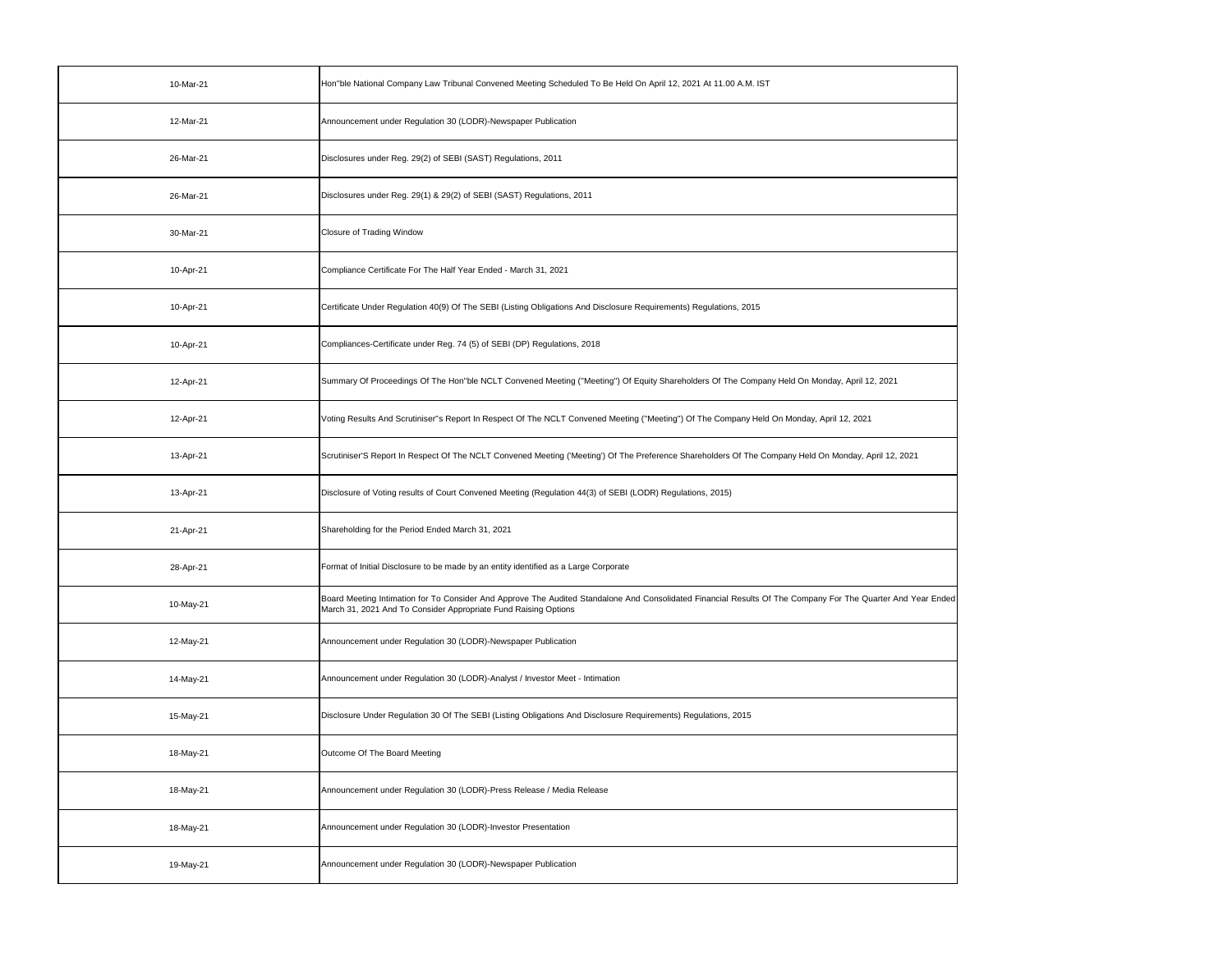| | |
|---|---|
| 10-Mar-21 | Hon"ble National Company Law Tribunal Convened Meeting Scheduled To Be Held On April 12, 2021 At 11.00 A.M. IST |
| 12-Mar-21 | Announcement under Regulation 30 (LODR)-Newspaper Publication |
| 26-Mar-21 | Disclosures under Reg. 29(2) of SEBI (SAST) Regulations, 2011 |
| 26-Mar-21 | Disclosures under Reg. 29(1) & 29(2) of SEBI (SAST) Regulations, 2011 |
| 30-Mar-21 | Closure of Trading Window |
| 10-Apr-21 | Compliance Certificate For The Half Year Ended - March 31, 2021 |
| 10-Apr-21 | Certificate Under Regulation 40(9) Of The SEBI (Listing Obligations And Disclosure Requirements) Regulations, 2015 |
| 10-Apr-21 | Compliances-Certificate under Reg. 74 (5) of SEBI (DP) Regulations, 2018 |
| 12-Apr-21 | Summary Of Proceedings Of The Hon"ble NCLT Convened Meeting ("Meeting") Of Equity Shareholders Of The Company Held On Monday, April 12, 2021 |
| 12-Apr-21 | Voting Results And Scrutiniser"s Report In Respect Of The NCLT Convened Meeting ("Meeting") Of The Company Held On Monday, April 12, 2021 |
| 13-Apr-21 | Scrutiniser'S Report In Respect Of The NCLT Convened Meeting ('Meeting') Of The Preference Shareholders Of The Company Held On Monday, April 12, 2021 |
| 13-Apr-21 | Disclosure of Voting results of Court Convened Meeting (Regulation 44(3) of SEBI (LODR) Regulations, 2015) |
| 21-Apr-21 | Shareholding for the Period Ended March 31, 2021 |
| 28-Apr-21 | Format of Initial Disclosure to be made by an entity identified as a Large Corporate |
| 10-May-21 | Board Meeting Intimation for To Consider And Approve The Audited Standalone And Consolidated Financial Results Of The Company For The Quarter And Year Ended March 31, 2021 And To Consider Appropriate Fund Raising Options |
| 12-May-21 | Announcement under Regulation 30 (LODR)-Newspaper Publication |
| 14-May-21 | Announcement under Regulation 30 (LODR)-Analyst / Investor Meet - Intimation |
| 15-May-21 | Disclosure Under Regulation 30 Of The SEBI (Listing Obligations And Disclosure Requirements) Regulations, 2015 |
| 18-May-21 | Outcome Of The Board Meeting |
| 18-May-21 | Announcement under Regulation 30 (LODR)-Press Release / Media Release |
| 18-May-21 | Announcement under Regulation 30 (LODR)-Investor Presentation |
| 19-May-21 | Announcement under Regulation 30 (LODR)-Newspaper Publication |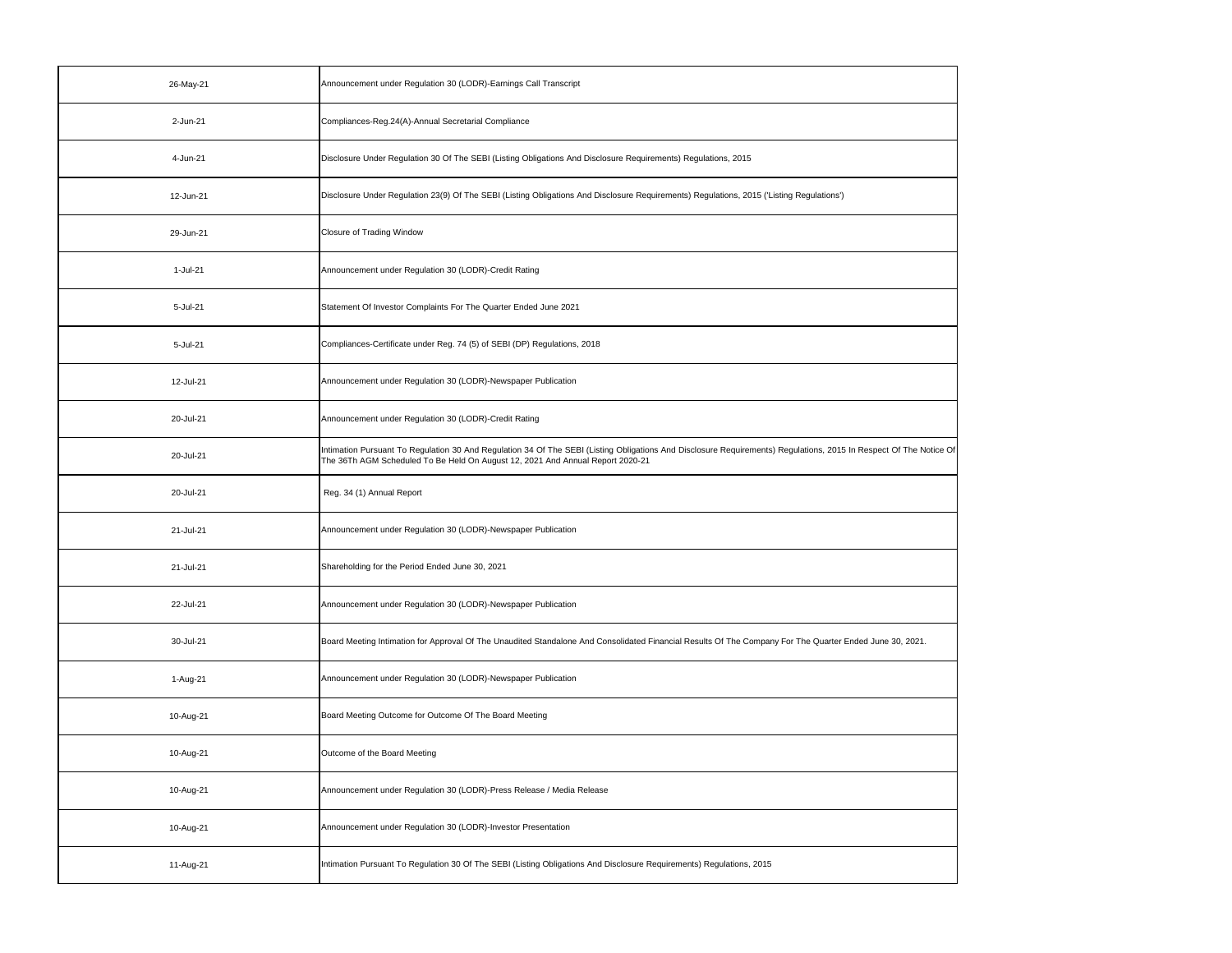| | |
|---|---|
| 26-May-21 | Announcement under Regulation 30 (LODR)-Earnings Call Transcript |
| 2-Jun-21 | Compliances-Reg.24(A)-Annual Secretarial Compliance |
| 4-Jun-21 | Disclosure Under Regulation 30 Of The SEBI (Listing Obligations And Disclosure Requirements) Regulations, 2015 |
| 12-Jun-21 | Disclosure Under Regulation 23(9) Of The SEBI (Listing Obligations And Disclosure Requirements) Regulations, 2015 ('Listing Regulations') |
| 29-Jun-21 | Closure of Trading Window |
| 1-Jul-21 | Announcement under Regulation 30 (LODR)-Credit Rating |
| 5-Jul-21 | Statement Of Investor Complaints For The Quarter Ended June 2021 |
| 5-Jul-21 | Compliances-Certificate under Reg. 74 (5) of SEBI (DP) Regulations, 2018 |
| 12-Jul-21 | Announcement under Regulation 30 (LODR)-Newspaper Publication |
| 20-Jul-21 | Announcement under Regulation 30 (LODR)-Credit Rating |
| 20-Jul-21 | Intimation Pursuant To Regulation 30 And Regulation 34 Of The SEBI (Listing Obligations And Disclosure Requirements) Regulations, 2015 In Respect Of The Notice Of The 36Th AGM Scheduled To Be Held On August 12, 2021 And Annual Report 2020-21 |
| 20-Jul-21 | Reg. 34 (1) Annual Report |
| 21-Jul-21 | Announcement under Regulation 30 (LODR)-Newspaper Publication |
| 21-Jul-21 | Shareholding for the Period Ended June 30, 2021 |
| 22-Jul-21 | Announcement under Regulation 30 (LODR)-Newspaper Publication |
| 30-Jul-21 | Board Meeting Intimation for Approval Of The Unaudited Standalone And Consolidated Financial Results Of The Company For The Quarter Ended June 30, 2021. |
| 1-Aug-21 | Announcement under Regulation 30 (LODR)-Newspaper Publication |
| 10-Aug-21 | Board Meeting Outcome for Outcome Of The Board Meeting |
| 10-Aug-21 | Outcome of the Board Meeting |
| 10-Aug-21 | Announcement under Regulation 30 (LODR)-Press Release / Media Release |
| 10-Aug-21 | Announcement under Regulation 30 (LODR)-Investor Presentation |
| 11-Aug-21 | Intimation Pursuant To Regulation 30 Of The SEBI (Listing Obligations And Disclosure Requirements) Regulations, 2015 |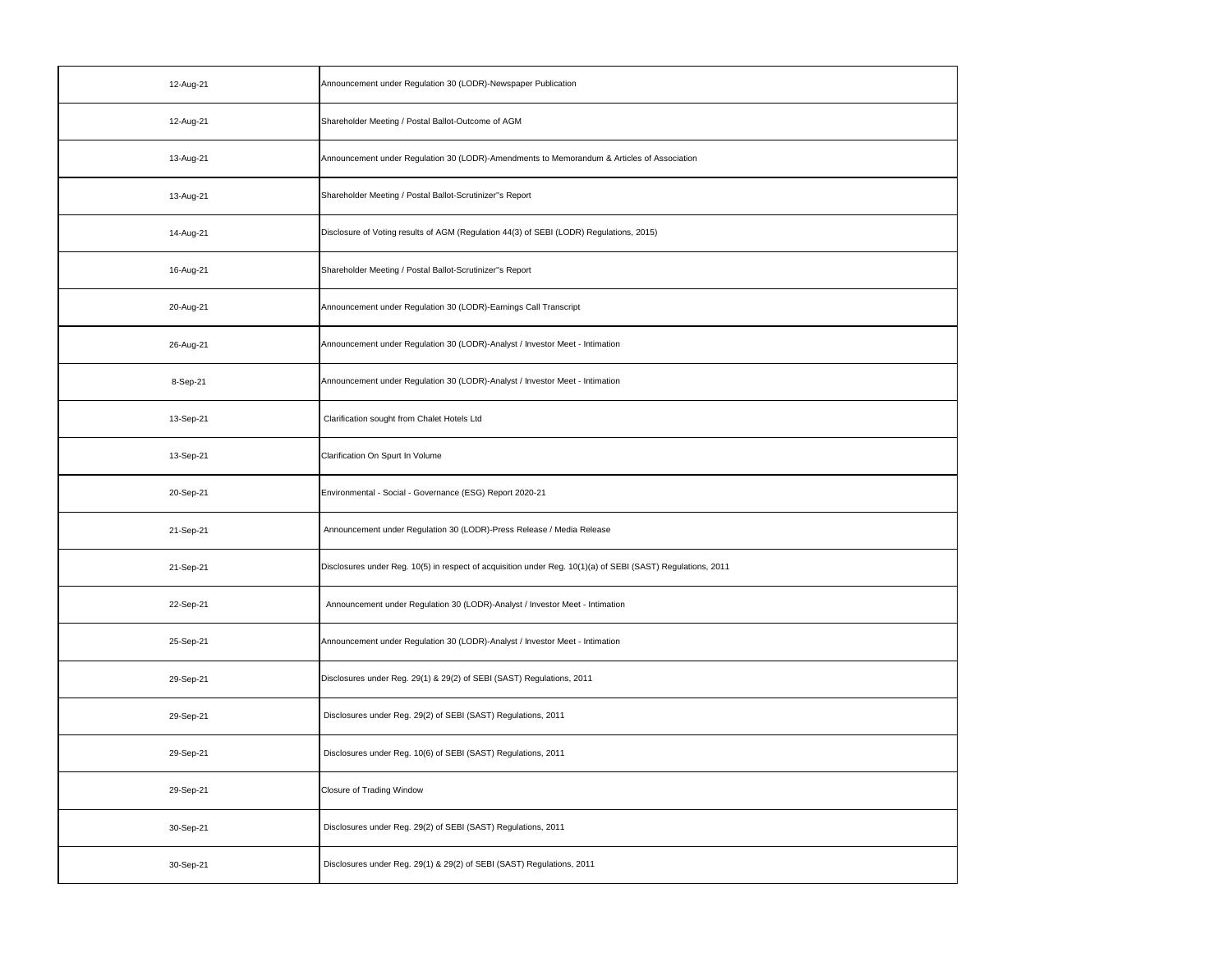| | |
|---|---|
| 12-Aug-21 | Announcement under Regulation 30 (LODR)-Newspaper Publication |
| 12-Aug-21 | Shareholder Meeting / Postal Ballot-Outcome of AGM |
| 13-Aug-21 | Announcement under Regulation 30 (LODR)-Amendments to Memorandum & Articles of Association |
| 13-Aug-21 | Shareholder Meeting / Postal Ballot-Scrutinizer"s Report |
| 14-Aug-21 | Disclosure of Voting results of AGM (Regulation 44(3) of SEBI (LODR) Regulations, 2015) |
| 16-Aug-21 | Shareholder Meeting / Postal Ballot-Scrutinizer"s Report |
| 20-Aug-21 | Announcement under Regulation 30 (LODR)-Earnings Call Transcript |
| 26-Aug-21 | Announcement under Regulation 30 (LODR)-Analyst / Investor Meet - Intimation |
| 8-Sep-21 | Announcement under Regulation 30 (LODR)-Analyst / Investor Meet - Intimation |
| 13-Sep-21 | Clarification sought from Chalet Hotels Ltd |
| 13-Sep-21 | Clarification On Spurt In Volume |
| 20-Sep-21 | Environmental - Social - Governance (ESG) Report 2020-21 |
| 21-Sep-21 | Announcement under Regulation 30 (LODR)-Press Release / Media Release |
| 21-Sep-21 | Disclosures under Reg. 10(5) in respect of acquisition under Reg. 10(1)(a) of SEBI (SAST) Regulations, 2011 |
| 22-Sep-21 | Announcement under Regulation 30 (LODR)-Analyst / Investor Meet - Intimation |
| 25-Sep-21 | Announcement under Regulation 30 (LODR)-Analyst / Investor Meet - Intimation |
| 29-Sep-21 | Disclosures under Reg. 29(1) & 29(2) of SEBI (SAST) Regulations, 2011 |
| 29-Sep-21 | Disclosures under Reg. 29(2) of SEBI (SAST) Regulations, 2011 |
| 29-Sep-21 | Disclosures under Reg. 10(6) of SEBI (SAST) Regulations, 2011 |
| 29-Sep-21 | Closure of Trading Window |
| 30-Sep-21 | Disclosures under Reg. 29(2) of SEBI (SAST) Regulations, 2011 |
| 30-Sep-21 | Disclosures under Reg. 29(1) & 29(2) of SEBI (SAST) Regulations, 2011 |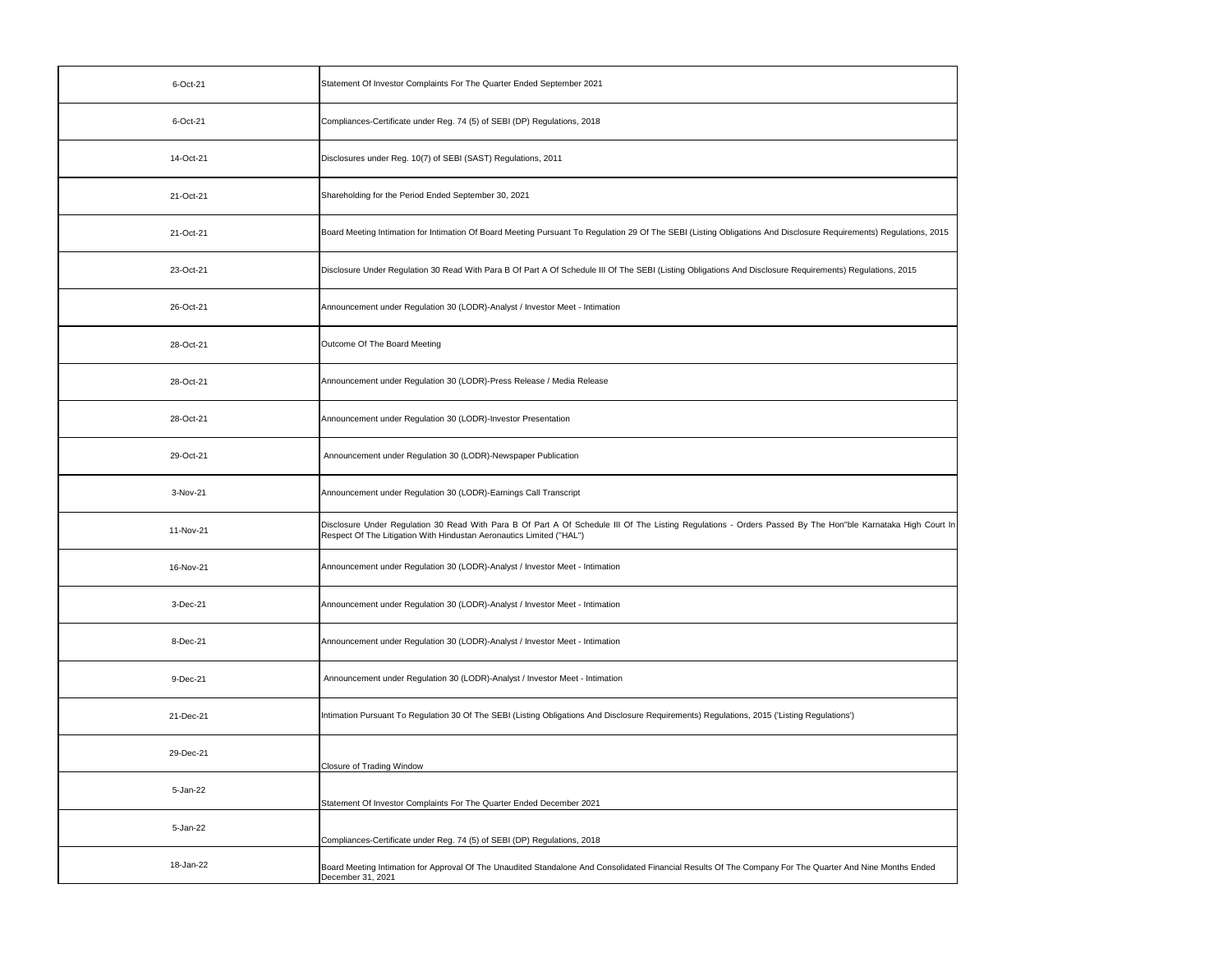| | |
|---|---|
| 6-Oct-21 | Statement Of Investor Complaints For The Quarter Ended September 2021 |
| 6-Oct-21 | Compliances-Certificate under Reg. 74 (5) of SEBI (DP) Regulations, 2018 |
| 14-Oct-21 | Disclosures under Reg. 10(7) of SEBI (SAST) Regulations, 2011 |
| 21-Oct-21 | Shareholding for the Period Ended September 30, 2021 |
| 21-Oct-21 | Board Meeting Intimation for Intimation Of Board Meeting Pursuant To Regulation 29 Of The SEBI (Listing Obligations And Disclosure Requirements) Regulations, 2015 |
| 23-Oct-21 | Disclosure Under Regulation 30 Read With Para B Of Part A Of Schedule III Of The SEBI (Listing Obligations And Disclosure Requirements) Regulations, 2015 |
| 26-Oct-21 | Announcement under Regulation 30 (LODR)-Analyst / Investor Meet - Intimation |
| 28-Oct-21 | Outcome Of The Board Meeting |
| 28-Oct-21 | Announcement under Regulation 30 (LODR)-Press Release / Media Release |
| 28-Oct-21 | Announcement under Regulation 30 (LODR)-Investor Presentation |
| 29-Oct-21 | Announcement under Regulation 30 (LODR)-Newspaper Publication |
| 3-Nov-21 | Announcement under Regulation 30 (LODR)-Earnings Call Transcript |
| 11-Nov-21 | Disclosure Under Regulation 30 Read With Para B Of Part A Of Schedule III Of The Listing Regulations - Orders Passed By The Hon"ble Karnataka High Court In Respect Of The Litigation With Hindustan Aeronautics Limited ("HAL") |
| 16-Nov-21 | Announcement under Regulation 30 (LODR)-Analyst / Investor Meet - Intimation |
| 3-Dec-21 | Announcement under Regulation 30 (LODR)-Analyst / Investor Meet - Intimation |
| 8-Dec-21 | Announcement under Regulation 30 (LODR)-Analyst / Investor Meet - Intimation |
| 9-Dec-21 | Announcement under Regulation 30 (LODR)-Analyst / Investor Meet - Intimation |
| 21-Dec-21 | Intimation Pursuant To Regulation 30 Of The SEBI (Listing Obligations And Disclosure Requirements) Regulations, 2015 ('Listing Regulations') |
| 29-Dec-21 | Closure of Trading Window |
| 5-Jan-22 | Statement Of Investor Complaints For The Quarter Ended December 2021 |
| 5-Jan-22 | Compliances-Certificate under Reg. 74 (5) of SEBI (DP) Regulations, 2018 |
| 18-Jan-22 | Board Meeting Intimation for Approval Of The Unaudited Standalone And Consolidated Financial Results Of The Company For The Quarter And Nine Months Ended December 31, 2021 |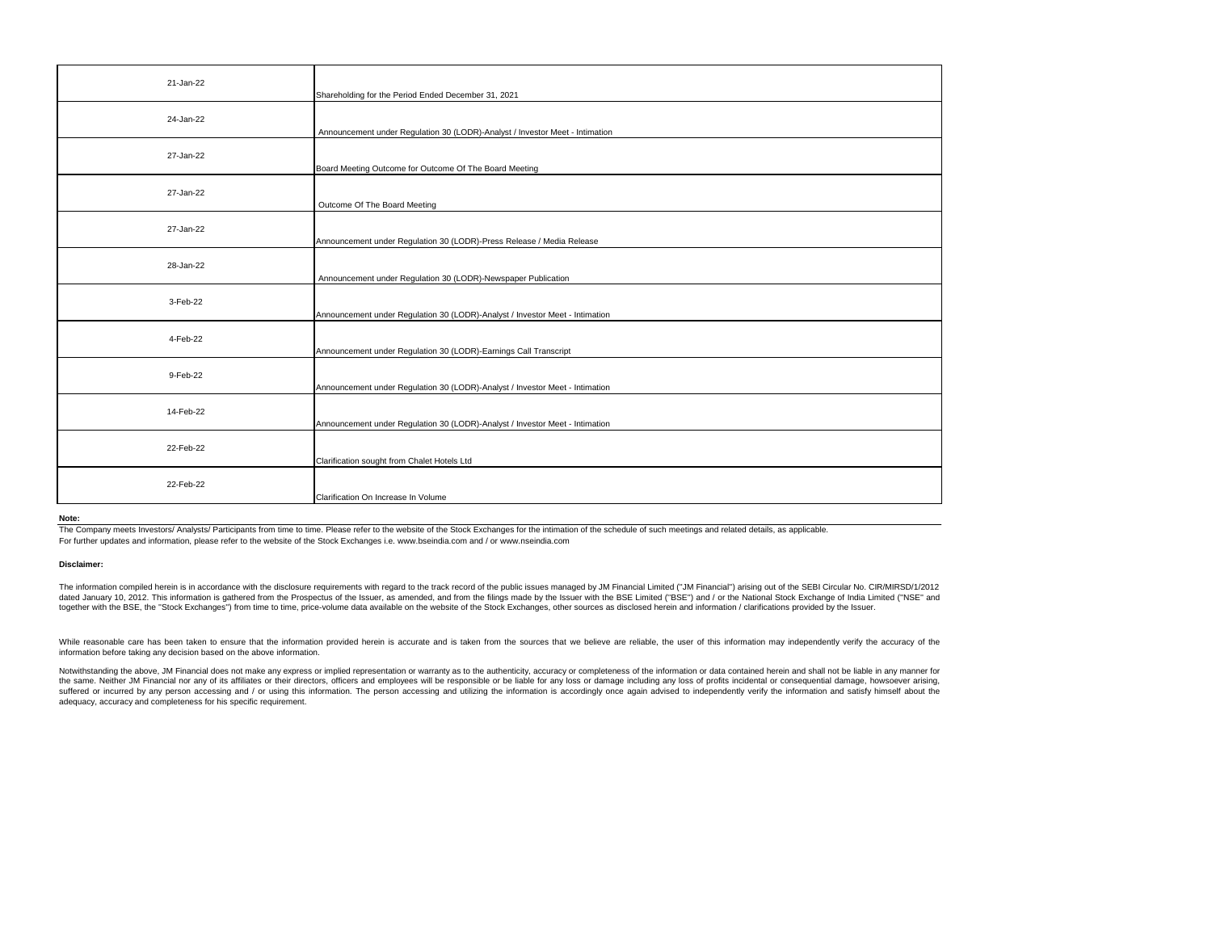| | |
|---|---|
| 21-Jan-22 | Shareholding for the Period Ended December 31, 2021 |
| 24-Jan-22 | Announcement under Regulation 30 (LODR)-Analyst / Investor Meet - Intimation |
| 27-Jan-22 | Board Meeting Outcome for Outcome Of The Board Meeting |
| 27-Jan-22 | Outcome Of The Board Meeting |
| 27-Jan-22 | Announcement under Regulation 30 (LODR)-Press Release / Media Release |
| 28-Jan-22 | Announcement under Regulation 30 (LODR)-Newspaper Publication |
| 3-Feb-22 | Announcement under Regulation 30 (LODR)-Analyst / Investor Meet - Intimation |
| 4-Feb-22 | Announcement under Regulation 30 (LODR)-Earnings Call Transcript |
| 9-Feb-22 | Announcement under Regulation 30 (LODR)-Analyst / Investor Meet - Intimation |
| 14-Feb-22 | Announcement under Regulation 30 (LODR)-Analyst / Investor Meet - Intimation |
| 22-Feb-22 | Clarification sought from Chalet Hotels Ltd |
| 22-Feb-22 | Clarification On Increase In Volume |

**Note:**

The Company meets Investors/ Analysts/ Participants from time to time. Please refer to the website of the Stock Exchanges for the intimation of the schedule of such meetings and related details, as applicable.
For further updates and information, please refer to the website of the Stock Exchanges i.e. www.bseindia.com and / or www.nseindia.com

**Disclaimer:**

The information compiled herein is in accordance with the disclosure requirements with regard to the track record of the public issues managed by JM Financial Limited ("JM Financial") arising out of the SEBI Circular No. CIR/MIRSD/1/2012 dated January 10, 2012. This information is gathered from the Prospectus of the Issuer, as amended, and from the filings made by the Issuer with the BSE Limited ("BSE") and / or the National Stock Exchange of India Limited ("NSE" and together with the BSE, the "Stock Exchanges") from time to time, price-volume data available on the website of the Stock Exchanges, other sources as disclosed herein and information / clarifications provided by the Issuer.

While reasonable care has been taken to ensure that the information provided herein is accurate and is taken from the sources that we believe are reliable, the user of this information may independently verify the accuracy of the information before taking any decision based on the above information.

Notwithstanding the above, JM Financial does not make any express or implied representation or warranty as to the authenticity, accuracy or completeness of the information or data contained herein and shall not be liable in any manner for the same. Neither JM Financial nor any of its affiliates or their directors, officers and employees will be responsible or be liable for any loss or damage including any loss of profits incidental or consequential damage, howsoever arising, suffered or incurred by any person accessing and / or using this information. The person accessing and utilizing the information is accordingly once again advised to independently verify the information and satisfy himself about the adequacy, accuracy and completeness for his specific requirement.